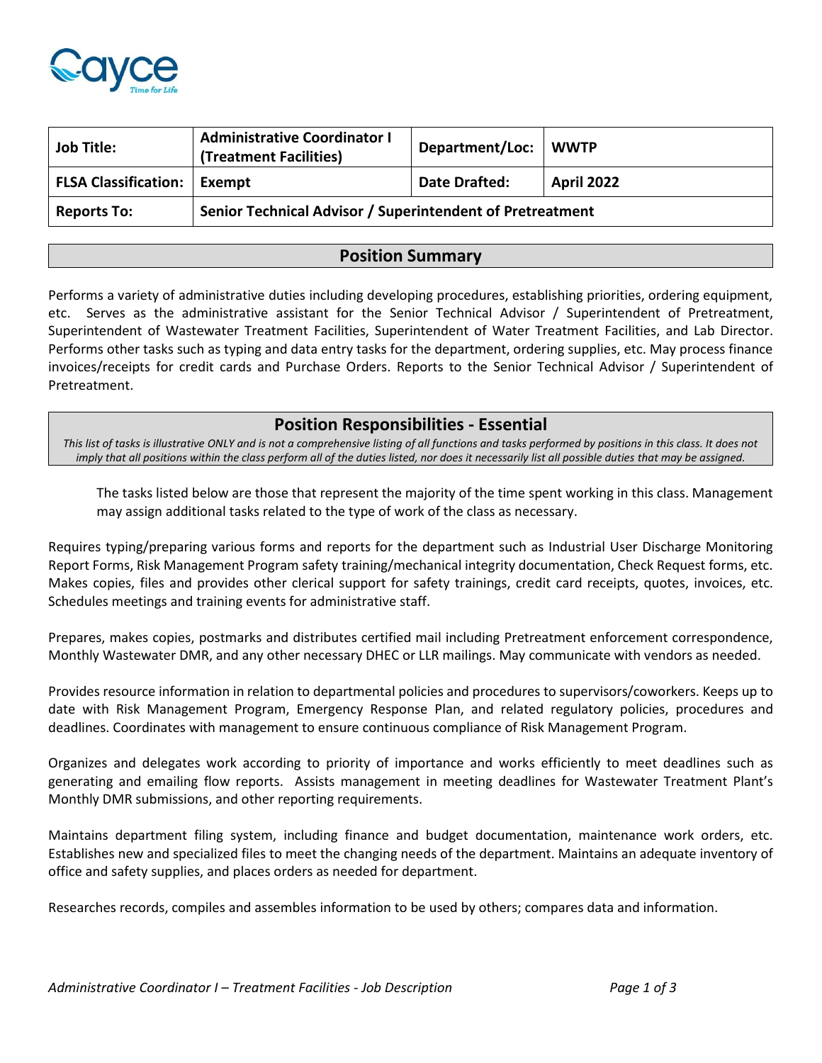| Job Title: | Administrative Coordinator I (Treatment Facilities) | Department/Loc: | WWTP |
|---|---|---|---|
| FLSA Classification: | Exempt | Date Drafted: | April 2022 |
| Reports To: | Senior Technical Advisor / Superintendent of Pretreatment | | |

## Position Summary

Performs a variety of administrative duties including developing procedures, establishing priorities, ordering equipment, etc. Serves as the administrative assistant for the Senior Technical Advisor / Superintendent of Pretreatment, Superintendent of Wastewater Treatment Facilities, Superintendent of Water Treatment Facilities, and Lab Director. Performs other tasks such as typing and data entry tasks for the department, ordering supplies, etc. May process finance invoices/receipts for credit cards and Purchase Orders. Reports to the Senior Technical Advisor / Superintendent of Pretreatment.

## Position Responsibilities - Essential

*This list of tasks is illustrative ONLY and is not a comprehensive listing of all functions and tasks performed by positions in this class. It does not imply that all positions within the class perform all of the duties listed, nor does it necessarily list all possible duties that may be assigned.*

The tasks listed below are those that represent the majority of the time spent working in this class. Management may assign additional tasks related to the type of work of the class as necessary.

Requires typing/preparing various forms and reports for the department such as Industrial User Discharge Monitoring Report Forms, Risk Management Program safety training/mechanical integrity documentation, Check Request forms, etc. Makes copies, files and provides other clerical support for safety trainings, credit card receipts, quotes, invoices, etc. Schedules meetings and training events for administrative staff.

Prepares, makes copies, postmarks and distributes certified mail including Pretreatment enforcement correspondence, Monthly Wastewater DMR, and any other necessary DHEC or LLR mailings. May communicate with vendors as needed.

Provides resource information in relation to departmental policies and procedures to supervisors/coworkers. Keeps up to date with Risk Management Program, Emergency Response Plan, and related regulatory policies, procedures and deadlines. Coordinates with management to ensure continuous compliance of Risk Management Program.

Organizes and delegates work according to priority of importance and works efficiently to meet deadlines such as generating and emailing flow reports. Assists management in meeting deadlines for Wastewater Treatment Plant's Monthly DMR submissions, and other reporting requirements.

Maintains department filing system, including finance and budget documentation, maintenance work orders, etc. Establishes new and specialized files to meet the changing needs of the department. Maintains an adequate inventory of office and safety supplies, and places orders as needed for department.

Researches records, compiles and assembles information to be used by others; compares data and information.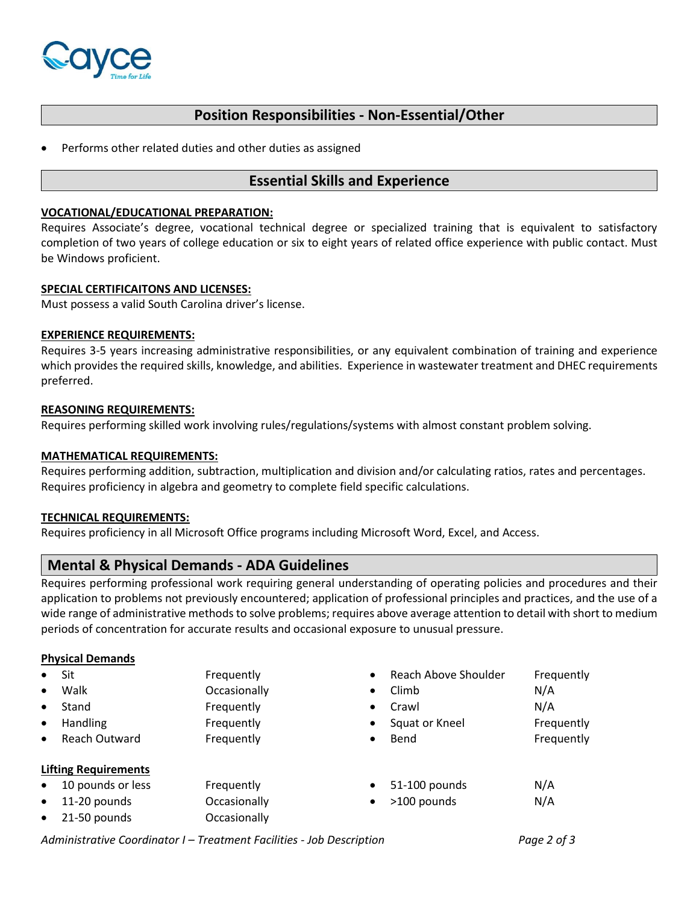## Position Responsibilities - Non-Essential/Other

- Performs other related duties and other duties as assigned

## Essential Skills and Experience

**VOCATIONAL/EDUCATIONAL PREPARATION:**
Requires Associate's degree, vocational technical degree or specialized training that is equivalent to satisfactory completion of two years of college education or six to eight years of related office experience with public contact. Must be Windows proficient.

**SPECIAL CERTIFICAITONS AND LICENSES:**
Must possess a valid South Carolina driver's license.

**EXPERIENCE REQUIREMENTS:**
Requires 3-5 years increasing administrative responsibilities, or any equivalent combination of training and experience which provides the required skills, knowledge, and abilities. Experience in wastewater treatment and DHEC requirements preferred.

**REASONING REQUIREMENTS:**
Requires performing skilled work involving rules/regulations/systems with almost constant problem solving.

**MATHEMATICAL REQUIREMENTS:**
Requires performing addition, subtraction, multiplication and division and/or calculating ratios, rates and percentages. Requires proficiency in algebra and geometry to complete field specific calculations.

**TECHNICAL REQUIREMENTS:**
Requires proficiency in all Microsoft Office programs including Microsoft Word, Excel, and Access.

## Mental & Physical Demands - ADA Guidelines

Requires performing professional work requiring general understanding of operating policies and procedures and their application to problems not previously encountered; application of professional principles and practices, and the use of a wide range of administrative methods to solve problems; requires above average attention to detail with short to medium periods of concentration for accurate results and occasional exposure to unusual pressure.

**Physical Demands**

- Sit — Frequently
- Walk — Occasionally
- Stand — Frequently
- Handling — Frequently
- Reach Outward — Frequently
- Reach Above Shoulder — Frequently
- Climb — N/A
- Crawl — N/A
- Squat or Kneel — Frequently
- Bend — Frequently

**Lifting Requirements**

- 10 pounds or less — Frequently
- 11-20 pounds — Occasionally
- 21-50 pounds — Occasionally
- 51-100 pounds — N/A
- >100 pounds — N/A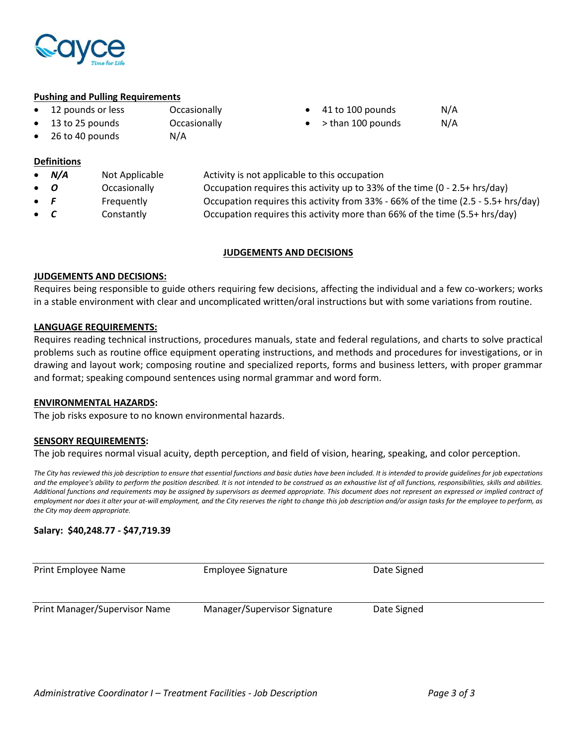**Pushing and Pulling Requirements**

- 12 pounds or less Occasionally
- 13 to 25 pounds Occasionally
- 26 to 40 pounds N/A
- 41 to 100 pounds N/A
- > than 100 pounds N/A

**Definitions**

- ***N/A*** Not Applicable Activity is not applicable to this occupation
- ***O*** Occasionally Occupation requires this activity up to 33% of the time (0 - 2.5+ hrs/day)
- ***F*** Frequently Occupation requires this activity from 33% - 66% of the time (2.5 - 5.5+ hrs/day)
- ***C*** Constantly Occupation requires this activity more than 66% of the time (5.5+ hrs/day)

## JUDGEMENTS AND DECISIONS

**JUDGEMENTS AND DECISIONS:**
Requires being responsible to guide others requiring few decisions, affecting the individual and a few co-workers; works in a stable environment with clear and uncomplicated written/oral instructions but with some variations from routine.

**LANGUAGE REQUIREMENTS:**
Requires reading technical instructions, procedures manuals, state and federal regulations, and charts to solve practical problems such as routine office equipment operating instructions, and methods and procedures for investigations, or in drawing and layout work; composing routine and specialized reports, forms and business letters, with proper grammar and format; speaking compound sentences using normal grammar and word form.

**ENVIRONMENTAL HAZARDS:**
The job risks exposure to no known environmental hazards.

**SENSORY REQUIREMENTS:**
The job requires normal visual acuity, depth perception, and field of vision, hearing, speaking, and color perception.

*The City has reviewed this job description to ensure that essential functions and basic duties have been included. It is intended to provide guidelines for job expectations and the employee's ability to perform the position described. It is not intended to be construed as an exhaustive list of all functions, responsibilities, skills and abilities. Additional functions and requirements may be assigned by supervisors as deemed appropriate. This document does not represent an expressed or implied contract of employment nor does it alter your at-will employment, and the City reserves the right to change this job description and/or assign tasks for the employee to perform, as the City may deem appropriate.*

**Salary: $40,248.77 - $47,719.39**

| | | |
|---|---|---|
| Print Employee Name | Employee Signature | Date Signed |
| Print Manager/Supervisor Name | Manager/Supervisor Signature | Date Signed |